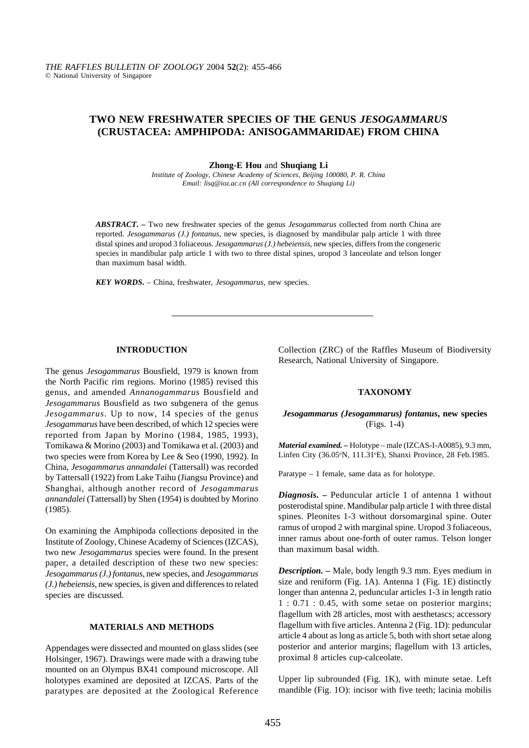# TWO NEW FRESHWATER SPECIES OF THE GENUS *JESOGAMMARUS* (CRUSTACEA: AMPHIPODA: ANISOGAMMARIDAE) FROM CHINA

**Zhong-E Hou** and **Shuqiang Li**

*Institute of Zoology, Chinese Academy of Sciences, Beijing 100080, P. R. China*
*Email: lisq@ioz.ac.cn (All correspondence to Shuqiang Li)*

***ABSTRACT. –*** Two new freshwater species of the genus *Jesogammarus* collected from north China are reported. *Jesogammarus (J.) fontanus*, new species, is diagnosed by mandibular palp article 1 with three distal spines and uropod 3 foliaceous. *Jesogammarus (J.) hebeiensis*, new species, differs from the congeneric species in mandibular palp article 1 with two to three distal spines, uropod 3 lanceolate and telson longer than maximum basal width.

***KEY WORDS.*** – China, freshwater, *Jesogammarus*, new species.

## INTRODUCTION

The genus *Jesogammarus* Bousfield, 1979 is known from the North Pacific rim regions. Morino (1985) revised this genus, and amended *Annanogammarus* Bousfield and *Jesogammarus* Bousfield as two subgenera of the genus *Jesogammarus*. Up to now, 14 species of the genus *Jesogammarus* have been described, of which 12 species were reported from Japan by Morino (1984, 1985, 1993), Tomikawa & Morino (2003) and Tomikawa et al. (2003) and two species were from Korea by Lee & Seo (1990, 1992). In China, *Jesogammarus annandalei* (Tattersall) was recorded by Tattersall (1922) from Lake Taihu (Jiangsu Province) and Shanghai, although another record of *Jesogammarus annandalei* (Tattersall) by Shen (1954) is doubted by Morino (1985).

On examining the Amphipoda collections deposited in the Institute of Zoology, Chinese Academy of Sciences (IZCAS), two new *Jesogammarus* species were found. In the present paper, a detailed description of these two new species: *Jesogammarus (J.) fontanus*, new species, and *Jesogammarus (J.) hebeiensis*, new species, is given and differences to related species are discussed.

## MATERIALS AND METHODS

Appendages were dissected and mounted on glass slides (see Holsinger, 1967). Drawings were made with a drawing tube mounted on an Olympus BX41 compound microscope. All holotypes examined are deposited at IZCAS. Parts of the paratypes are deposited at the Zoological Reference Collection (ZRC) of the Raffles Museum of Biodiversity Research, National University of Singapore.

## TAXONOMY

### *Jesogammarus (Jesogammarus) fontanus*, new species
(Figs. 1-4)

***Material examined. –*** Holotype – male (IZCAS-I-A0085), 9.3 mm, Linfen City (36.05°N, 111.31°E), Shanxi Province, 28 Feb.1985.

Paratype – 1 female, same data as for holotype.

***Diagnosis. –*** Peduncular article 1 of antenna 1 without posterodistal spine. Mandibular palp article 1 with three distal spines. Pleonites 1-3 without dorsomarginal spine. Outer ramus of uropod 2 with marginal spine. Uropod 3 foliaceous, inner ramus about one-forth of outer ramus. Telson longer than maximum basal width.

***Description. –*** Male, body length 9.3 mm. Eyes medium in size and reniform (Fig. 1A). Antenna 1 (Fig. 1E) distinctly longer than antenna 2, peduncular articles 1-3 in length ratio 1 : 0.71 : 0.45, with some setae on posterior margins; flagellum with 28 articles, most with aesthetascs; accessory flagellum with five articles. Antenna 2 (Fig. 1D): peduncular article 4 about as long as article 5, both with short setae along posterior and anterior margins; flagellum with 13 articles, proximal 8 articles cup-calceolate.

Upper lip subrounded (Fig. 1K), with minute setae. Left mandible (Fig. 1O): incisor with five teeth; lacinia mobilis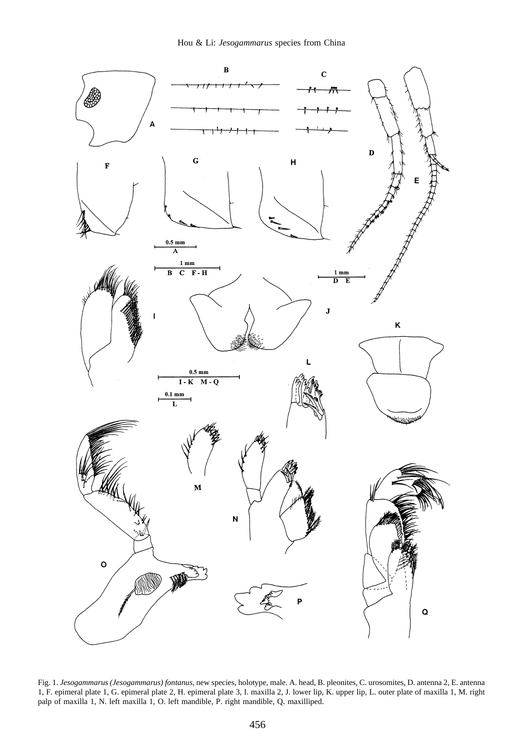Fig. 1. *Jesogammarus (Jesogammarus) fontanus*, new species, holotype, male. A. head, B. pleonites, C. urosomites, D. antenna 2, E. antenna 1, F. epimeral plate 1, G. epimeral plate 2, H. epimeral plate 3, I. maxilla 2, J. lower lip, K. upper lip, L. outer plate of maxilla 1, M. right palp of maxilla 1, N. left maxilla 1, O. left mandible, P. right mandible, Q. maxilliped.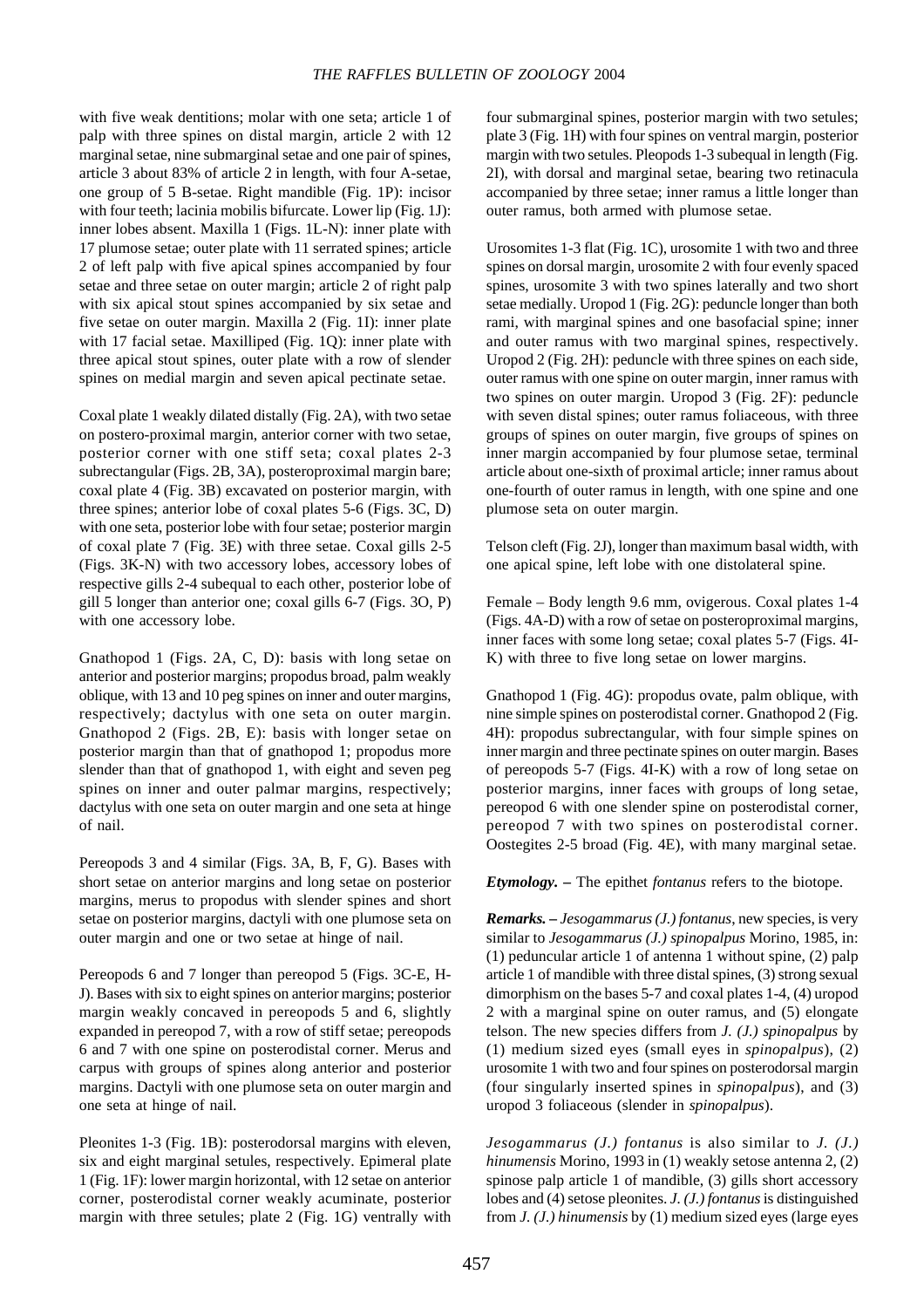with five weak dentitions; molar with one seta; article 1 of palp with three spines on distal margin, article 2 with 12 marginal setae, nine submarginal setae and one pair of spines, article 3 about 83% of article 2 in length, with four A-setae, one group of 5 B-setae. Right mandible (Fig. 1P): incisor with four teeth; lacinia mobilis bifurcate. Lower lip (Fig. 1J): inner lobes absent. Maxilla 1 (Figs. 1L-N): inner plate with 17 plumose setae; outer plate with 11 serrated spines; article 2 of left palp with five apical spines accompanied by four setae and three setae on outer margin; article 2 of right palp with six apical stout spines accompanied by six setae and five setae on outer margin. Maxilla 2 (Fig. 1I): inner plate with 17 facial setae. Maxilliped (Fig. 1Q): inner plate with three apical stout spines, outer plate with a row of slender spines on medial margin and seven apical pectinate setae.

Coxal plate 1 weakly dilated distally (Fig. 2A), with two setae on postero-proximal margin, anterior corner with two setae, posterior corner with one stiff seta; coxal plates 2-3 subrectangular (Figs. 2B, 3A), posteroproximal margin bare; coxal plate 4 (Fig. 3B) excavated on posterior margin, with three spines; anterior lobe of coxal plates 5-6 (Figs. 3C, D) with one seta, posterior lobe with four setae; posterior margin of coxal plate 7 (Fig. 3E) with three setae. Coxal gills 2-5 (Figs. 3K-N) with two accessory lobes, accessory lobes of respective gills 2-4 subequal to each other, posterior lobe of gill 5 longer than anterior one; coxal gills 6-7 (Figs. 3O, P) with one accessory lobe.

Gnathopod 1 (Figs. 2A, C, D): basis with long setae on anterior and posterior margins; propodus broad, palm weakly oblique, with 13 and 10 peg spines on inner and outer margins, respectively; dactylus with one seta on outer margin. Gnathopod 2 (Figs. 2B, E): basis with longer setae on posterior margin than that of gnathopod 1; propodus more slender than that of gnathopod 1, with eight and seven peg spines on inner and outer palmar margins, respectively; dactylus with one seta on outer margin and one seta at hinge of nail.

Pereopods 3 and 4 similar (Figs. 3A, B, F, G). Bases with short setae on anterior margins and long setae on posterior margins, merus to propodus with slender spines and short setae on posterior margins, dactyli with one plumose seta on outer margin and one or two setae at hinge of nail.

Pereopods 6 and 7 longer than pereopod 5 (Figs. 3C-E, H-J). Bases with six to eight spines on anterior margins; posterior margin weakly concaved in pereopods 5 and 6, slightly expanded in pereopod 7, with a row of stiff setae; pereopods 6 and 7 with one spine on posterodistal corner. Merus and carpus with groups of spines along anterior and posterior margins. Dactyli with one plumose seta on outer margin and one seta at hinge of nail.

Pleonites 1-3 (Fig. 1B): posterodorsal margins with eleven, six and eight marginal setules, respectively. Epimeral plate 1 (Fig. 1F): lower margin horizontal, with 12 setae on anterior corner, posterodistal corner weakly acuminate, posterior margin with three setules; plate 2 (Fig. 1G) ventrally with four submarginal spines, posterior margin with two setules; plate 3 (Fig. 1H) with four spines on ventral margin, posterior margin with two setules. Pleopods 1-3 subequal in length (Fig. 2I), with dorsal and marginal setae, bearing two retinacula accompanied by three setae; inner ramus a little longer than outer ramus, both armed with plumose setae.

Urosomites 1-3 flat (Fig. 1C), urosomite 1 with two and three spines on dorsal margin, urosomite 2 with four evenly spaced spines, urosomite 3 with two spines laterally and two short setae medially. Uropod 1 (Fig. 2G): peduncle longer than both rami, with marginal spines and one basofacial spine; inner and outer ramus with two marginal spines, respectively. Uropod 2 (Fig. 2H): peduncle with three spines on each side, outer ramus with one spine on outer margin, inner ramus with two spines on outer margin. Uropod 3 (Fig. 2F): peduncle with seven distal spines; outer ramus foliaceous, with three groups of spines on outer margin, five groups of spines on inner margin accompanied by four plumose setae, terminal article about one-sixth of proximal article; inner ramus about one-fourth of outer ramus in length, with one spine and one plumose seta on outer margin.

Telson cleft (Fig. 2J), longer than maximum basal width, with one apical spine, left lobe with one distolateral spine.

Female – Body length 9.6 mm, ovigerous. Coxal plates 1-4 (Figs. 4A-D) with a row of setae on posteroproximal margins, inner faces with some long setae; coxal plates 5-7 (Figs. 4I-K) with three to five long setae on lower margins.

Gnathopod 1 (Fig. 4G): propodus ovate, palm oblique, with nine simple spines on posterodistal corner. Gnathopod 2 (Fig. 4H): propodus subrectangular, with four simple spines on inner margin and three pectinate spines on outer margin. Bases of pereopods 5-7 (Figs. 4I-K) with a row of long setae on posterior margins, inner faces with groups of long setae, pereopod 6 with one slender spine on posterodistal corner, pereopod 7 with two spines on posterodistal corner. Oostegites 2-5 broad (Fig. 4E), with many marginal setae.

***Etymology.*** – The epithet *fontanus* refers to the biotope.

***Remarks.*** – *Jesogammarus (J.) fontanus*, new species, is very similar to *Jesogammarus (J.) spinopalpus* Morino, 1985, in: (1) peduncular article 1 of antenna 1 without spine, (2) palp article 1 of mandible with three distal spines, (3) strong sexual dimorphism on the bases 5-7 and coxal plates 1-4, (4) uropod 2 with a marginal spine on outer ramus, and (5) elongate telson. The new species differs from *J. (J.) spinopalpus* by (1) medium sized eyes (small eyes in *spinopalpus*), (2) urosomite 1 with two and four spines on posterodorsal margin (four singularly inserted spines in *spinopalpus*), and (3) uropod 3 foliaceous (slender in *spinopalpus*).

*Jesogammarus (J.) fontanus* is also similar to *J. (J.) hinumensis* Morino, 1993 in (1) weakly setose antenna 2, (2) spinose palp article 1 of mandible, (3) gills short accessory lobes and (4) setose pleonites. *J. (J.) fontanus* is distinguished from *J. (J.) hinumensis* by (1) medium sized eyes (large eyes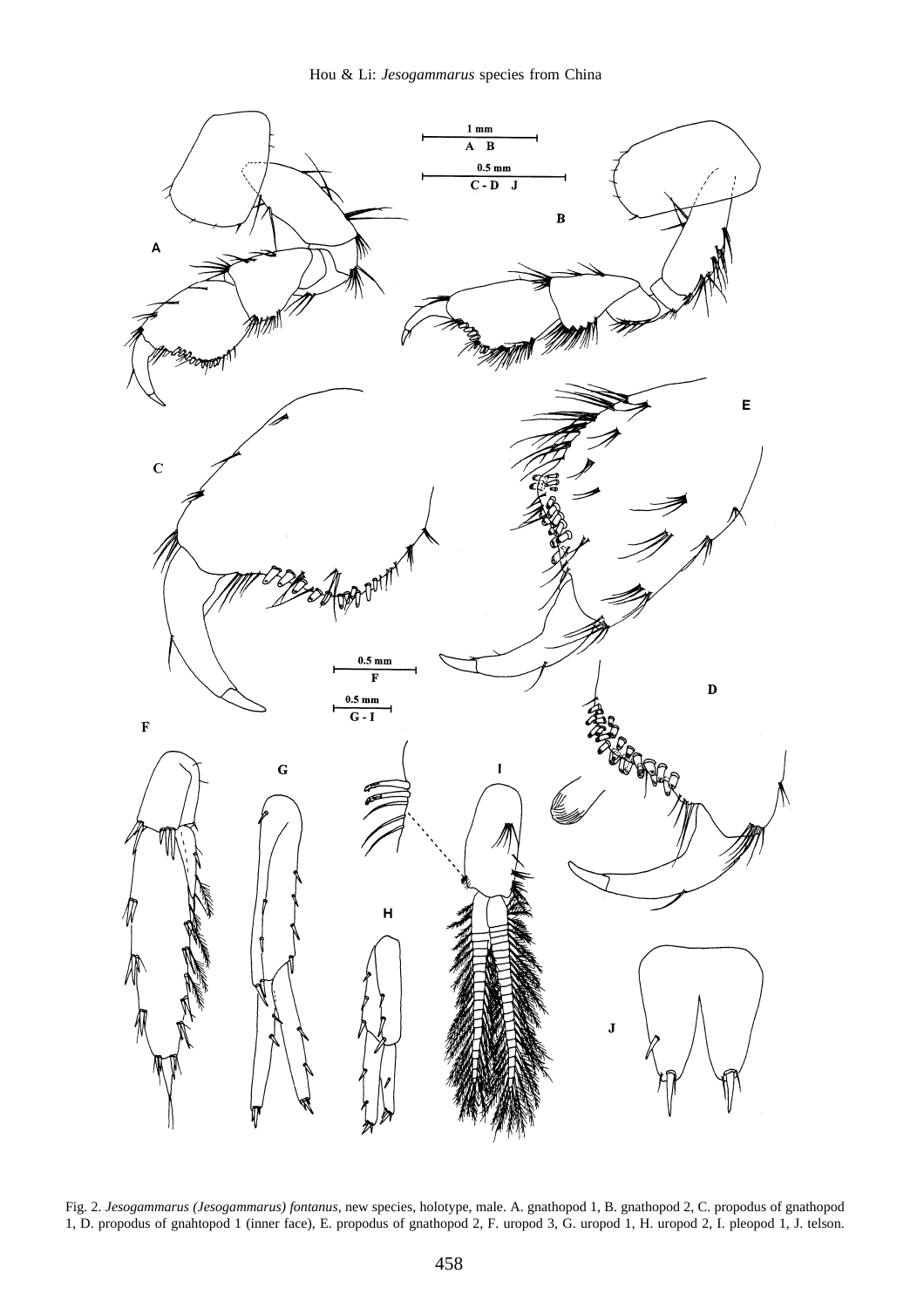Fig. 2. *Jesogammarus (Jesogammarus) fontanus*, new species, holotype, male. A. gnathopod 1, B. gnathopod 2, C. propodus of gnathopod 1, D. propodus of gnahtopod 1 (inner face), E. propodus of gnathopod 2, F. uropod 3, G. uropod 1, H. uropod 2, I. pleopod 1, J. telson.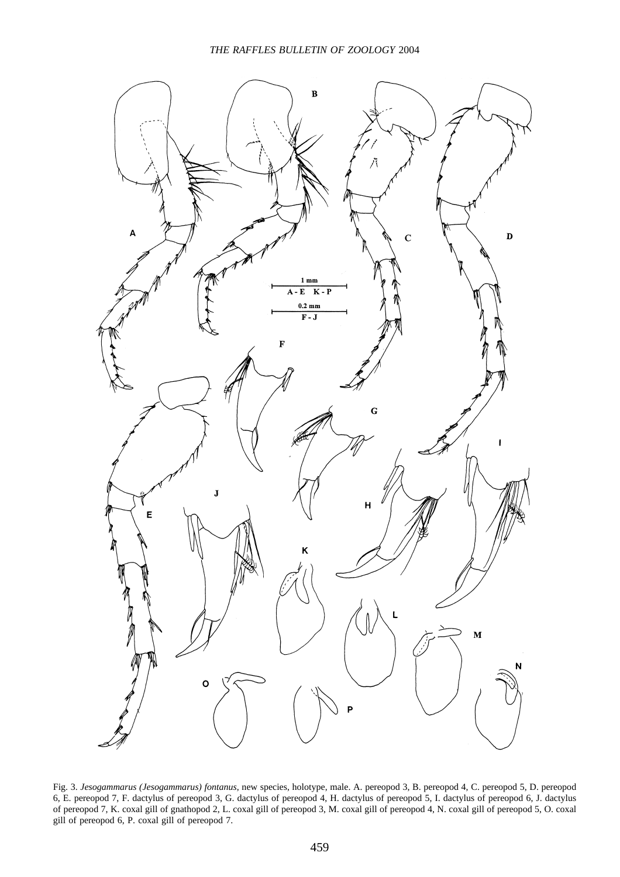Fig. 3. *Jesogammarus (Jesogammarus) fontanus*, new species, holotype, male. A. pereopod 3, B. pereopod 4, C. pereopod 5, D. pereopod 6, E. pereopod 7, F. dactylus of pereopod 3, G. dactylus of pereopod 4, H. dactylus of pereopod 5, I. dactylus of pereopod 6, J. dactylus of pereopod 7, K. coxal gill of gnathopod 2, L. coxal gill of pereopod 3, M. coxal gill of pereopod 4, N. coxal gill of pereopod 5, O. coxal gill of pereopod 6, P. coxal gill of pereopod 7.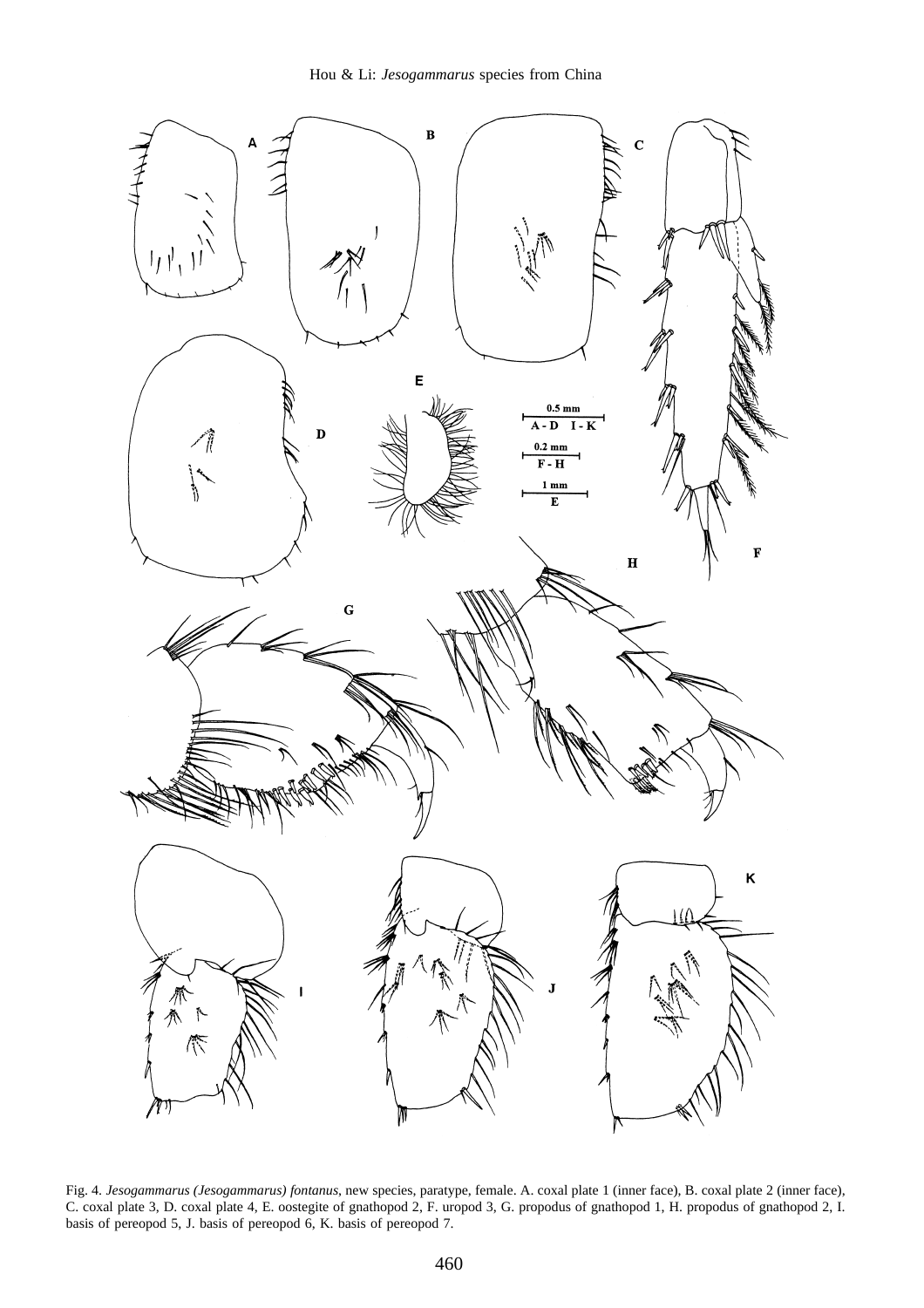Fig. 4. *Jesogammarus (Jesogammarus) fontanus*, new species, paratype, female. A. coxal plate 1 (inner face), B. coxal plate 2 (inner face), C. coxal plate 3, D. coxal plate 4, E. oostegite of gnathopod 2, F. uropod 3, G. propodus of gnathopod 1, H. propodus of gnathopod 2, I. basis of pereopod 5, J. basis of pereopod 6, K. basis of pereopod 7.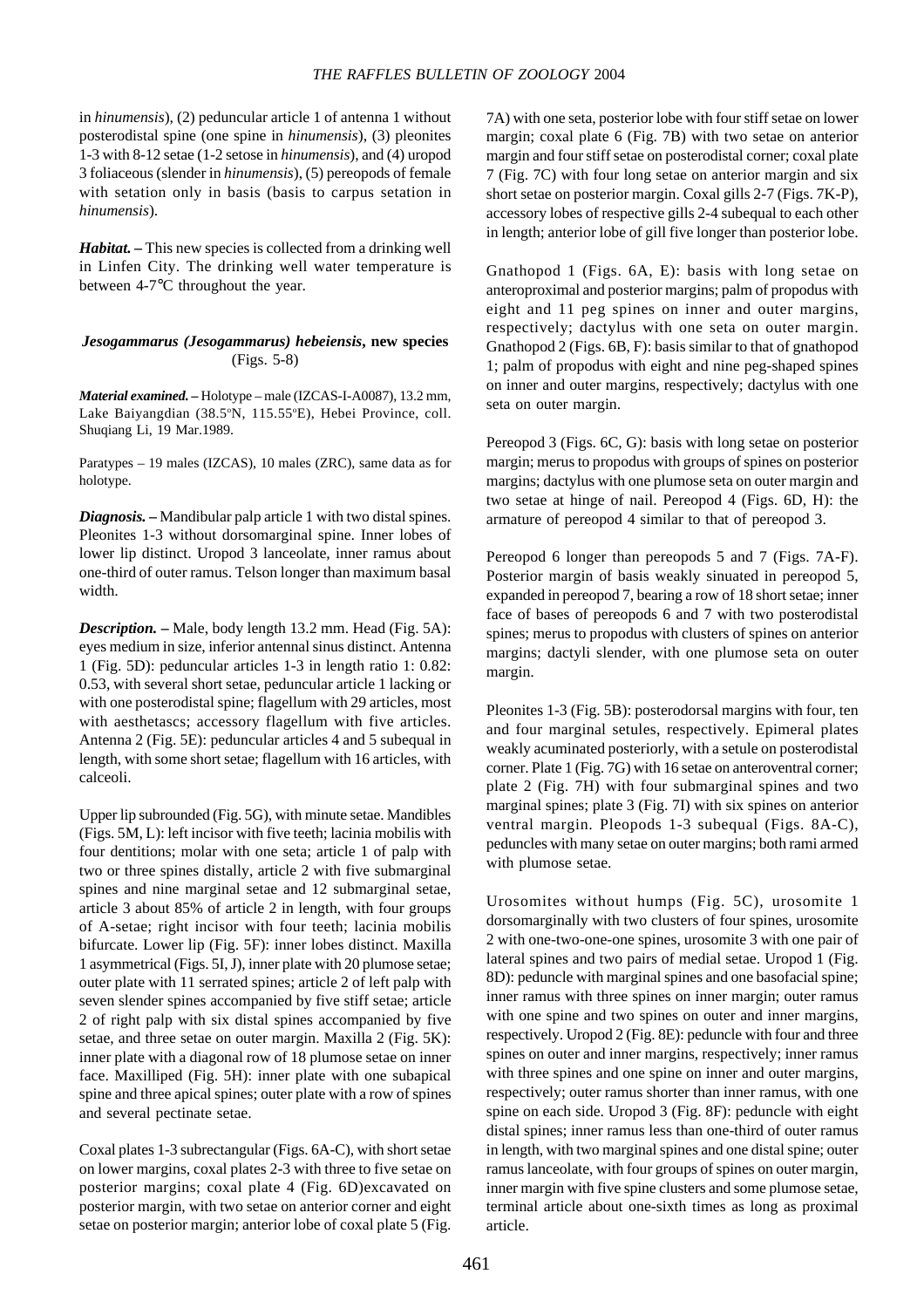in *hinumensis*), (2) peduncular article 1 of antenna 1 without posterodistal spine (one spine in *hinumensis*), (3) pleonites 1-3 with 8-12 setae (1-2 setose in *hinumensis*), and (4) uropod 3 foliaceous (slender in *hinumensis*), (5) pereopods of female with setation only in basis (basis to carpus setation in *hinumensis*).

***Habitat.*** – This new species is collected from a drinking well in Linfen City. The drinking well water temperature is between 4-7°C throughout the year.

### *Jesogammarus (Jesogammarus) hebeiensis*, new species
(Figs. 5-8)

***Material examined.*** – Holotype – male (IZCAS-I-A0087), 13.2 mm, Lake Baiyangdian (38.5ºN, 115.55ºE), Hebei Province, coll. Shuqiang Li, 19 Mar.1989.

Paratypes – 19 males (IZCAS), 10 males (ZRC), same data as for holotype.

***Diagnosis.*** – Mandibular palp article 1 with two distal spines. Pleonites 1-3 without dorsomarginal spine. Inner lobes of lower lip distinct. Uropod 3 lanceolate, inner ramus about one-third of outer ramus. Telson longer than maximum basal width.

***Description.*** – Male, body length 13.2 mm. Head (Fig. 5A): eyes medium in size, inferior antennal sinus distinct. Antenna 1 (Fig. 5D): peduncular articles 1-3 in length ratio 1: 0.82: 0.53, with several short setae, peduncular article 1 lacking or with one posterodistal spine; flagellum with 29 articles, most with aesthetascs; accessory flagellum with five articles. Antenna 2 (Fig. 5E): peduncular articles 4 and 5 subequal in length, with some short setae; flagellum with 16 articles, with calceoli.

Upper lip subrounded (Fig. 5G), with minute setae. Mandibles (Figs. 5M, L): left incisor with five teeth; lacinia mobilis with four dentitions; molar with one seta; article 1 of palp with two or three spines distally, article 2 with five submarginal spines and nine marginal setae and 12 submarginal setae, article 3 about 85% of article 2 in length, with four groups of A-setae; right incisor with four teeth; lacinia mobilis bifurcate. Lower lip (Fig. 5F): inner lobes distinct. Maxilla 1 asymmetrical (Figs. 5I, J), inner plate with 20 plumose setae; outer plate with 11 serrated spines; article 2 of left palp with seven slender spines accompanied by five stiff setae; article 2 of right palp with six distal spines accompanied by five setae, and three setae on outer margin. Maxilla 2 (Fig. 5K): inner plate with a diagonal row of 18 plumose setae on inner face. Maxilliped (Fig. 5H): inner plate with one subapical spine and three apical spines; outer plate with a row of spines and several pectinate setae.

Coxal plates 1-3 subrectangular (Figs. 6A-C), with short setae on lower margins, coxal plates 2-3 with three to five setae on posterior margins; coxal plate 4 (Fig. 6D)excavated on posterior margin, with two setae on anterior corner and eight setae on posterior margin; anterior lobe of coxal plate 5 (Fig. 7A) with one seta, posterior lobe with four stiff setae on lower margin; coxal plate 6 (Fig. 7B) with two setae on anterior margin and four stiff setae on posterodistal corner; coxal plate 7 (Fig. 7C) with four long setae on anterior margin and six short setae on posterior margin. Coxal gills 2-7 (Figs. 7K-P), accessory lobes of respective gills 2-4 subequal to each other in length; anterior lobe of gill five longer than posterior lobe.

Gnathopod 1 (Figs. 6A, E): basis with long setae on anteroproximal and posterior margins; palm of propodus with eight and 11 peg spines on inner and outer margins, respectively; dactylus with one seta on outer margin. Gnathopod 2 (Figs. 6B, F): basis similar to that of gnathopod 1; palm of propodus with eight and nine peg-shaped spines on inner and outer margins, respectively; dactylus with one seta on outer margin.

Pereopod 3 (Figs. 6C, G): basis with long setae on posterior margin; merus to propodus with groups of spines on posterior margins; dactylus with one plumose seta on outer margin and two setae at hinge of nail. Pereopod 4 (Figs. 6D, H): the armature of pereopod 4 similar to that of pereopod 3.

Pereopod 6 longer than pereopods 5 and 7 (Figs. 7A-F). Posterior margin of basis weakly sinuated in pereopod 5, expanded in pereopod 7, bearing a row of 18 short setae; inner face of bases of pereopods 6 and 7 with two posterodistal spines; merus to propodus with clusters of spines on anterior margins; dactyli slender, with one plumose seta on outer margin.

Pleonites 1-3 (Fig. 5B): posterodorsal margins with four, ten and four marginal setules, respectively. Epimeral plates weakly acuminated posteriorly, with a setule on posterodistal corner. Plate 1 (Fig. 7G) with 16 setae on anteroventral corner; plate 2 (Fig. 7H) with four submarginal spines and two marginal spines; plate 3 (Fig. 7I) with six spines on anterior ventral margin. Pleopods 1-3 subequal (Figs. 8A-C), peduncles with many setae on outer margins; both rami armed with plumose setae.

Urosomites without humps (Fig. 5C), urosomite 1 dorsomarginally with two clusters of four spines, urosomite 2 with one-two-one-one spines, urosomite 3 with one pair of lateral spines and two pairs of medial setae. Uropod 1 (Fig. 8D): peduncle with marginal spines and one basofacial spine; inner ramus with three spines on inner margin; outer ramus with one spine and two spines on outer and inner margins, respectively. Uropod 2 (Fig. 8E): peduncle with four and three spines on outer and inner margins, respectively; inner ramus with three spines and one spine on inner and outer margins, respectively; outer ramus shorter than inner ramus, with one spine on each side. Uropod 3 (Fig. 8F): peduncle with eight distal spines; inner ramus less than one-third of outer ramus in length, with two marginal spines and one distal spine; outer ramus lanceolate, with four groups of spines on outer margin, inner margin with five spine clusters and some plumose setae, terminal article about one-sixth times as long as proximal article.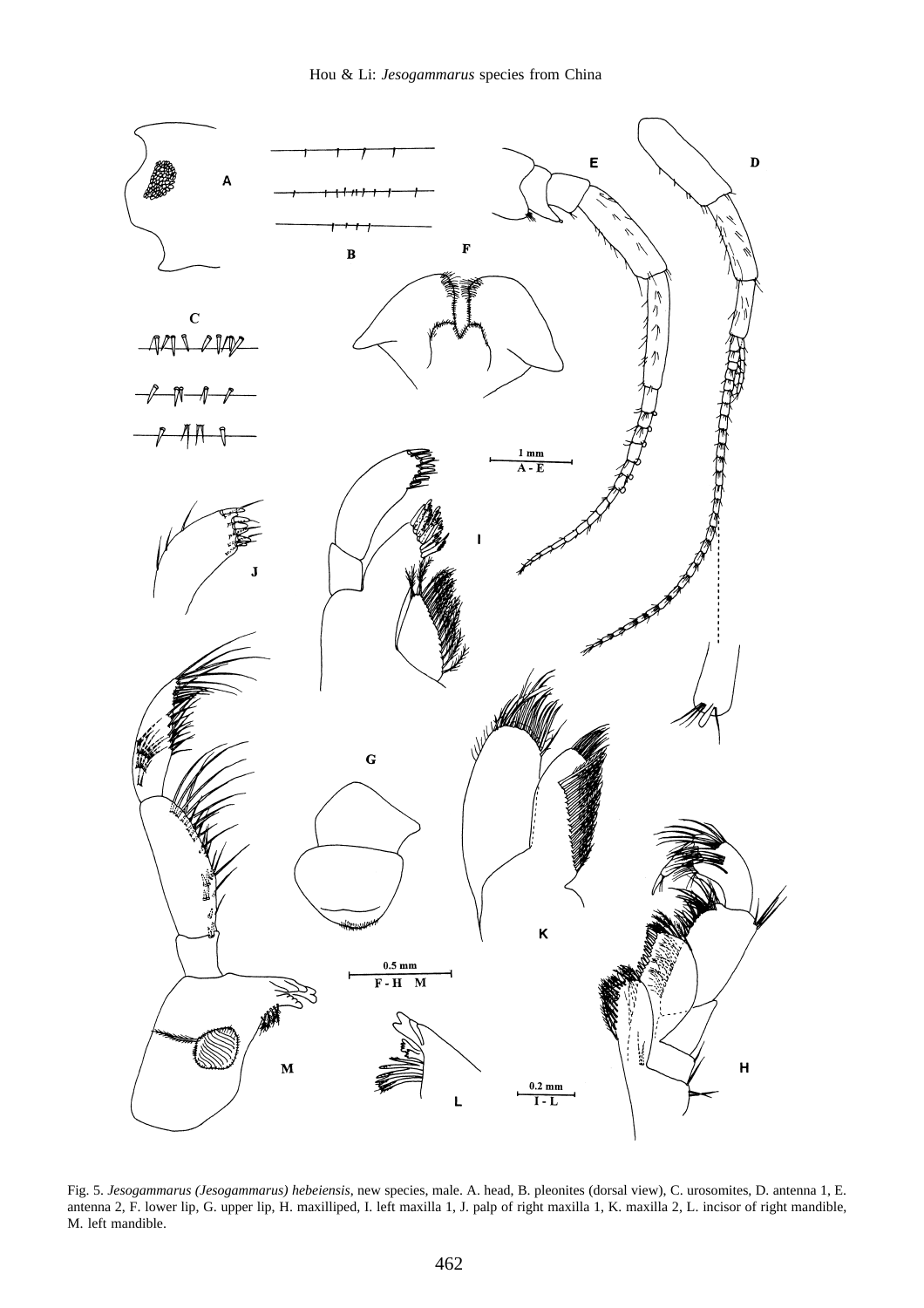Fig. 5. *Jesogammarus (Jesogammarus) hebeiensis*, new species, male. A. head, B. pleonites (dorsal view), C. urosomites, D. antenna 1, E. antenna 2, F. lower lip, G. upper lip, H. maxilliped, I. left maxilla 1, J. palp of right maxilla 1, K. maxilla 2, L. incisor of right mandible, M. left mandible.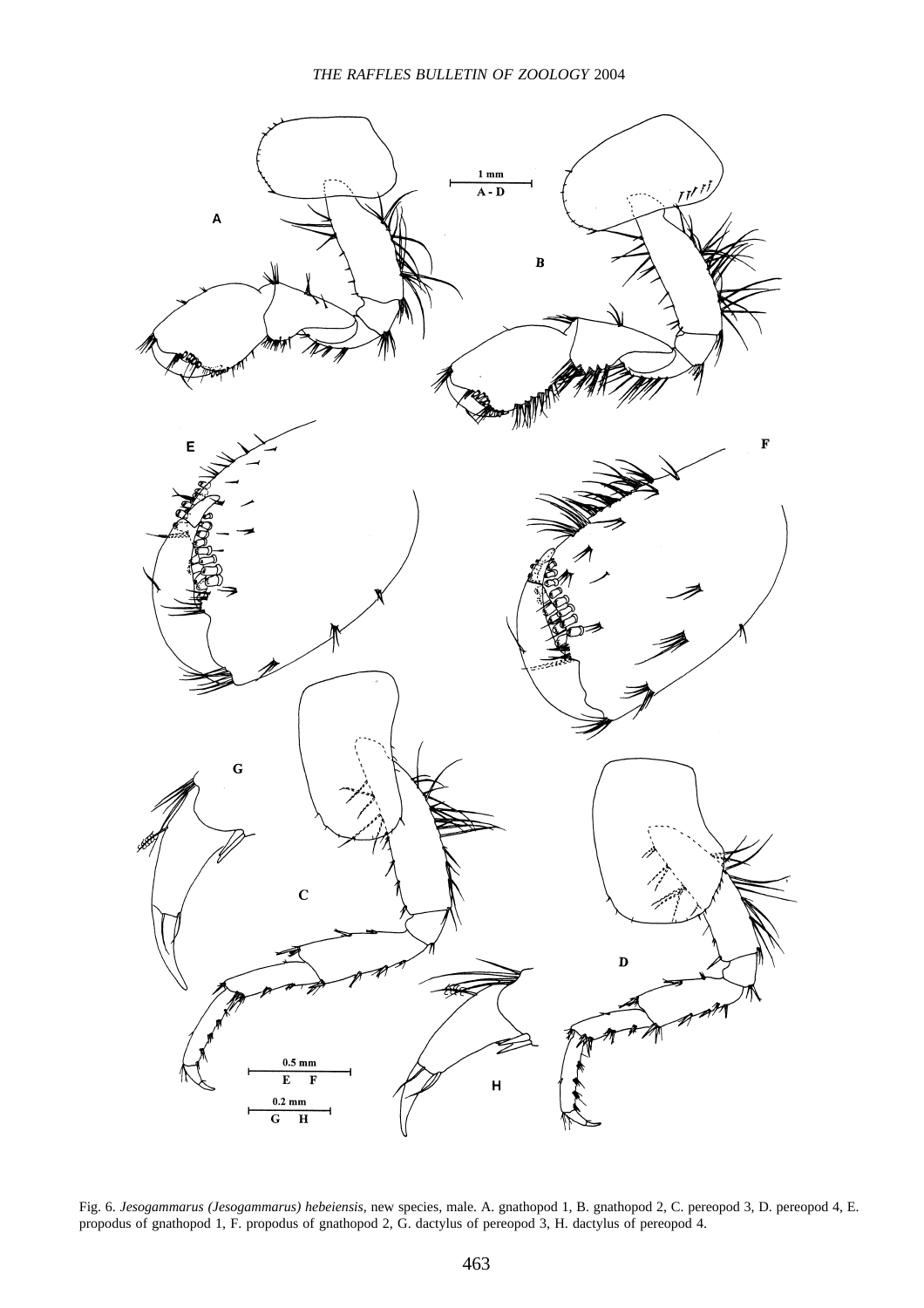Fig. 6. *Jesogammarus (Jesogammarus) hebeiensis*, new species, male. A. gnathopod 1, B. gnathopod 2, C. pereopod 3, D. pereopod 4, E. propodus of gnathopod 1, F. propodus of gnathopod 2, G. dactylus of pereopod 3, H. dactylus of pereopod 4.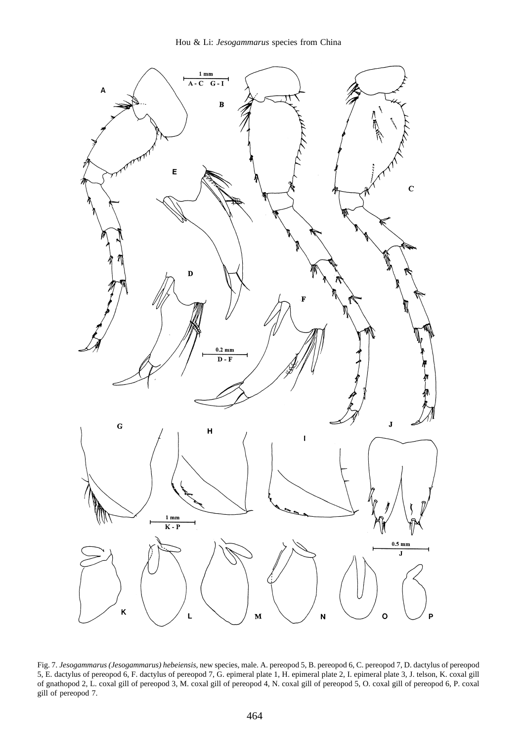Fig. 7. *Jesogammarus (Jesogammarus) hebeiensis*, new species, male. A. pereopod 5, B. pereopod 6, C. pereopod 7, D. dactylus of pereopod 5, E. dactylus of pereopod 6, F. dactylus of pereopod 7, G. epimeral plate 1, H. epimeral plate 2, I. epimeral plate 3, J. telson, K. coxal gill of gnathopod 2, L. coxal gill of pereopod 3, M. coxal gill of pereopod 4, N. coxal gill of pereopod 5, O. coxal gill of pereopod 6, P. coxal gill of pereopod 7.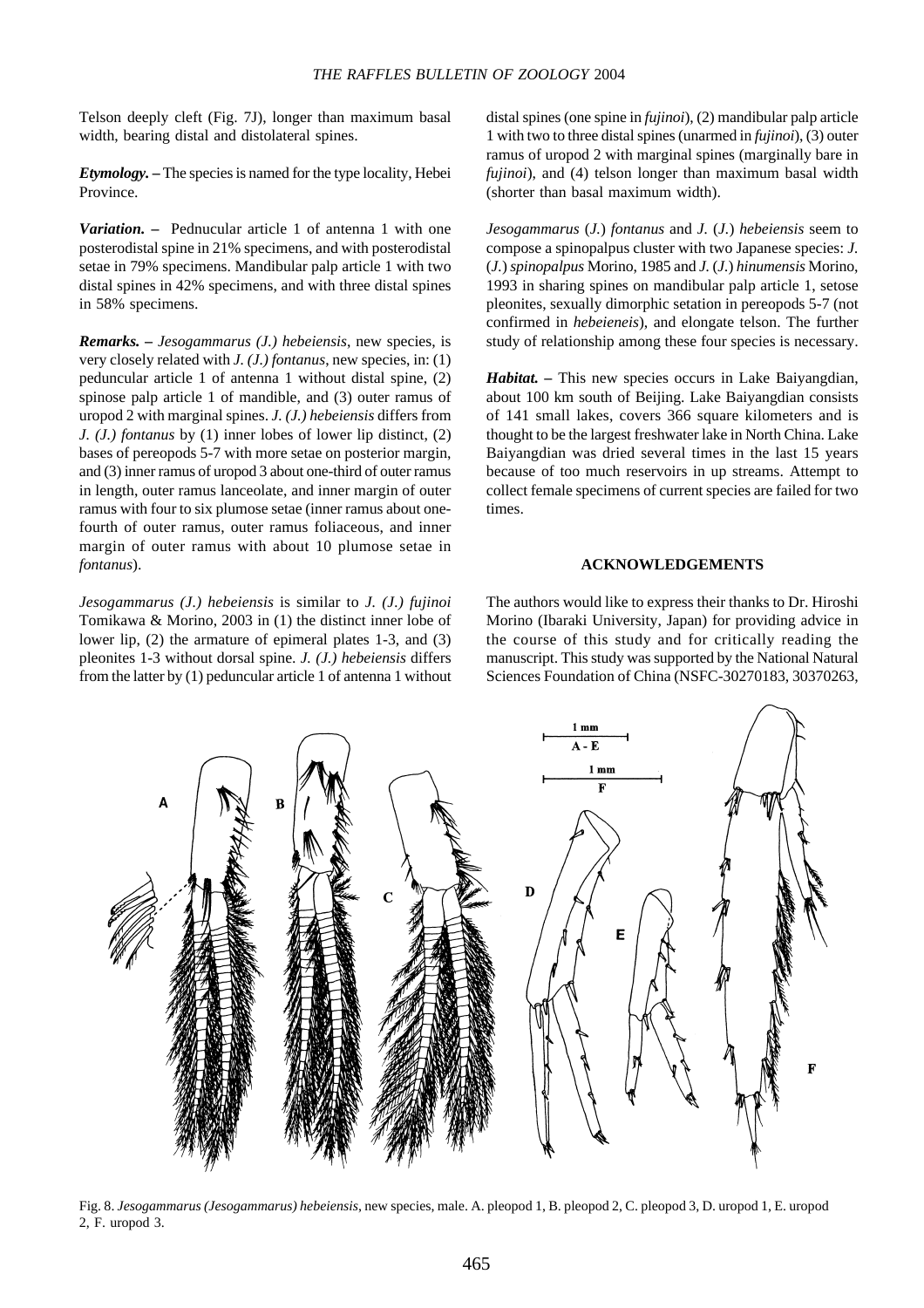Telson deeply cleft (Fig. 7J), longer than maximum basal width, bearing distal and distolateral spines.

***Etymology.*** **–** The species is named for the type locality, Hebei Province.

***Variation.*** **–** Pednucular article 1 of antenna 1 with one posterodistal spine in 21% specimens, and with posterodistal setae in 79% specimens. Mandibular palp article 1 with two distal spines in 42% specimens, and with three distal spines in 58% specimens.

***Remarks.*** **–** *Jesogammarus (J.) hebeiensis*, new species, is very closely related with *J. (J.) fontanus*, new species, in: (1) peduncular article 1 of antenna 1 without distal spine, (2) spinose palp article 1 of mandible, and (3) outer ramus of uropod 2 with marginal spines. *J. (J.) hebeiensis* differs from *J. (J.) fontanus* by (1) inner lobes of lower lip distinct, (2) bases of pereopods 5-7 with more setae on posterior margin, and (3) inner ramus of uropod 3 about one-third of outer ramus in length, outer ramus lanceolate, and inner margin of outer ramus with four to six plumose setae (inner ramus about one-fourth of outer ramus, outer ramus foliaceous, and inner margin of outer ramus with about 10 plumose setae in *fontanus*).

*Jesogammarus (J.) hebeiensis* is similar to *J. (J.) fujinoi* Tomikawa & Morino, 2003 in (1) the distinct inner lobe of lower lip, (2) the armature of epimeral plates 1-3, and (3) pleonites 1-3 without dorsal spine. *J. (J.) hebeiensis* differs from the latter by (1) peduncular article 1 of antenna 1 without distal spines (one spine in *fujinoi*), (2) mandibular palp article 1 with two to three distal spines (unarmed in *fujinoi*), (3) outer ramus of uropod 2 with marginal spines (marginally bare in *fujinoi*), and (4) telson longer than maximum basal width (shorter than basal maximum width).

*Jesogammarus* (*J.*) *fontanus* and *J.* (*J.*) *hebeiensis* seem to compose a spinopalpus cluster with two Japanese species: *J.* (*J.*) *spinopalpus* Morino, 1985 and *J.* (*J.*) *hinumensis* Morino, 1993 in sharing spines on mandibular palp article 1, setose pleonites, sexually dimorphic setation in pereopods 5-7 (not confirmed in *hebeieneis*), and elongate telson. The further study of relationship among these four species is necessary.

***Habitat.*** **–** This new species occurs in Lake Baiyangdian, about 100 km south of Beijing. Lake Baiyangdian consists of 141 small lakes, covers 366 square kilometers and is thought to be the largest freshwater lake in North China. Lake Baiyangdian was dried several times in the last 15 years because of too much reservoirs in up streams. Attempt to collect female specimens of current species are failed for two times.

## ACKNOWLEDGEMENTS

The authors would like to express their thanks to Dr. Hiroshi Morino (Ibaraki University, Japan) for providing advice in the course of this study and for critically reading the manuscript. This study was supported by the National Natural Sciences Foundation of China (NSFC-30270183, 30370263,

Fig. 8. *Jesogammarus (Jesogammarus) hebeiensis*, new species, male. A. pleopod 1, B. pleopod 2, C. pleopod 3, D. uropod 1, E. uropod 2, F. uropod 3.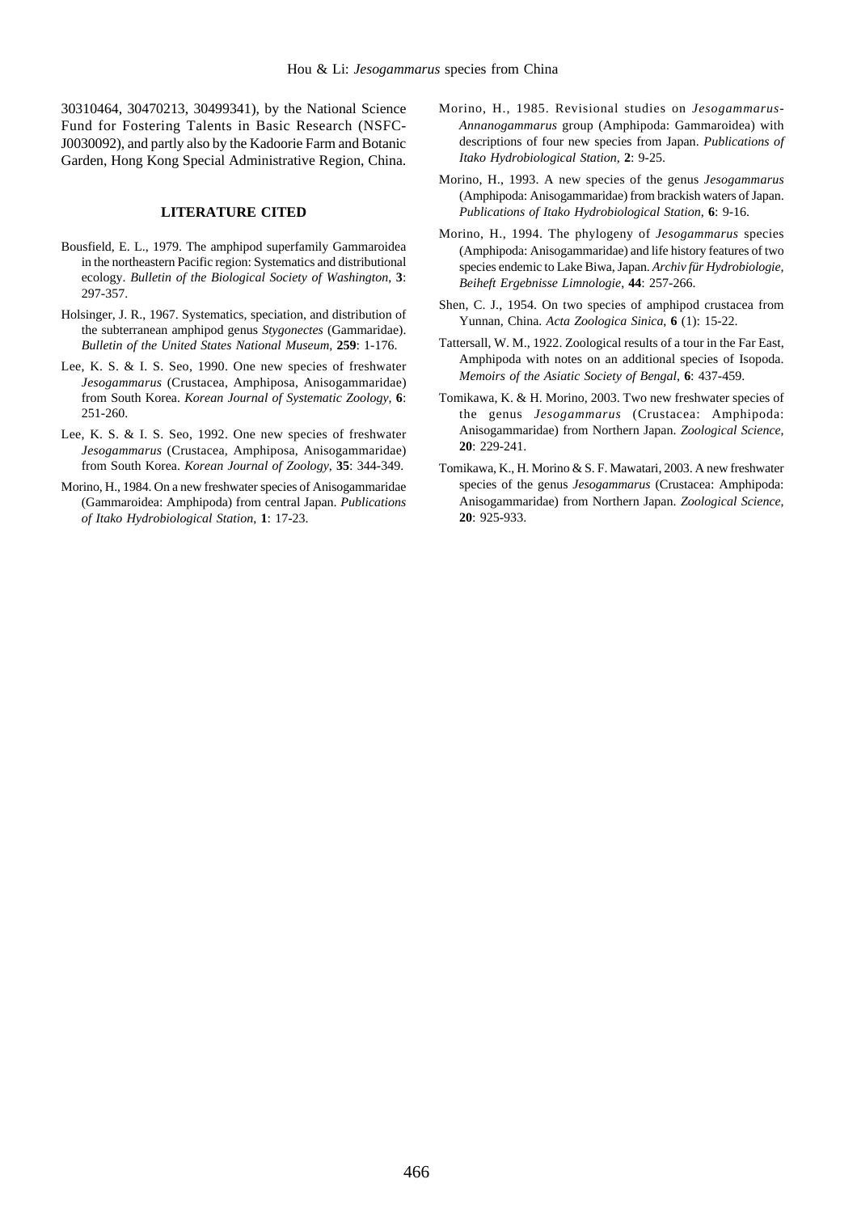30310464, 30470213, 30499341), by the National Science Fund for Fostering Talents in Basic Research (NSFC-J0030092), and partly also by the Kadoorie Farm and Botanic Garden, Hong Kong Special Administrative Region, China.

## LITERATURE CITED

Bousfield, E. L., 1979. The amphipod superfamily Gammaroidea in the northeastern Pacific region: Systematics and distributional ecology. *Bulletin of the Biological Society of Washington*, **3**: 297-357.

Holsinger, J. R., 1967. Systematics, speciation, and distribution of the subterranean amphipod genus *Stygonectes* (Gammaridae). *Bulletin of the United States National Museum*, **259**: 1-176.

Lee, K. S. & I. S. Seo, 1990. One new species of freshwater *Jesogammarus* (Crustacea, Amphiposa, Anisogammaridae) from South Korea. *Korean Journal of Systematic Zoology*, **6**: 251-260.

Lee, K. S. & I. S. Seo, 1992. One new species of freshwater *Jesogammarus* (Crustacea, Amphiposa, Anisogammaridae) from South Korea. *Korean Journal of Zoology*, **35**: 344-349.

Morino, H., 1984. On a new freshwater species of Anisogammaridae (Gammaroidea: Amphipoda) from central Japan. *Publications of Itako Hydrobiological Station*, **1**: 17-23.

Morino, H., 1985. Revisional studies on *Jesogammarus*-*Annanogammarus* group (Amphipoda: Gammaroidea) with descriptions of four new species from Japan. *Publications of Itako Hydrobiological Station*, **2**: 9-25.

Morino, H., 1993. A new species of the genus *Jesogammarus* (Amphipoda: Anisogammaridae) from brackish waters of Japan. *Publications of Itako Hydrobiological Station*, **6**: 9-16.

Morino, H., 1994. The phylogeny of *Jesogammarus* species (Amphipoda: Anisogammaridae) and life history features of two species endemic to Lake Biwa, Japan. *Archiv für Hydrobiologie, Beiheft Ergebnisse Limnologie*, **44**: 257-266.

Shen, C. J., 1954. On two species of amphipod crustacea from Yunnan, China. *Acta Zoologica Sinica*, **6** (1): 15-22.

Tattersall, W. M., 1922. Zoological results of a tour in the Far East, Amphipoda with notes on an additional species of Isopoda. *Memoirs of the Asiatic Society of Bengal*, **6**: 437-459.

Tomikawa, K. & H. Morino, 2003. Two new freshwater species of the genus *Jesogammarus* (Crustacea: Amphipoda: Anisogammaridae) from Northern Japan. *Zoological Science*, **20**: 229-241.

Tomikawa, K., H. Morino & S. F. Mawatari, 2003. A new freshwater species of the genus *Jesogammarus* (Crustacea: Amphipoda: Anisogammaridae) from Northern Japan. *Zoological Science*, **20**: 925-933.